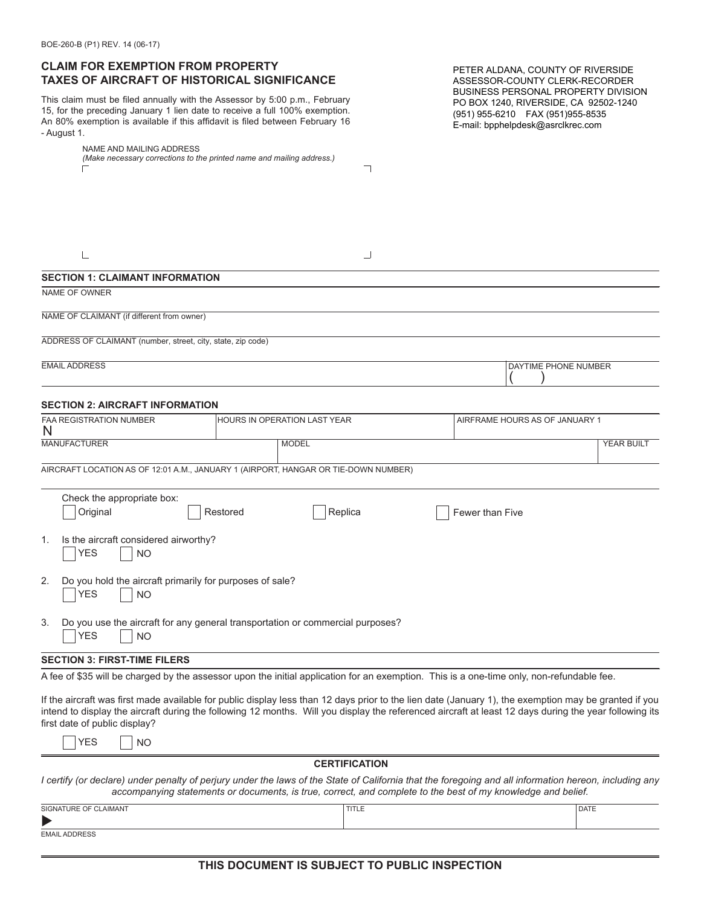BOE-260-B (P1) REV. 14 (06-17)

## CLAIM FOR EXEMPTION FROM PROPERTY TAXES OF AIRCRAFT OF HISTORICAL SIGNIFICANCE

This claim must be filed annually with the Assessor by 5:00 p.m., February 15, for the preceding January 1 lien date to receive a full 100% exemption. An 80% exemption is available if this affidavit is filed between February 16 - August 1.

PETER ALDANA, COUNTY OF RIVERSIDE
ASSESSOR-COUNTY CLERK-RECORDER
BUSINESS PERSONAL PROPERTY DIVISION
PO BOX 1240, RIVERSIDE, CA 92502-1240
(951) 955-6210 FAX (951)955-8535
E-mail: bpphelpdesk@asrclkrec.com

NAME AND MAILING ADDRESS
*(Make necessary corrections to the printed name and mailing address.)*

### SECTION 1: CLAIMANT INFORMATION

NAME OF OWNER

NAME OF CLAIMANT (if different from owner)

ADDRESS OF CLAIMANT (number, street, city, state, zip code)

| EMAIL ADDRESS | DAYTIME PHONE NUMBER |
|---|---|
| | ( ) |

### SECTION 2: AIRCRAFT INFORMATION

| FAA REGISTRATION NUMBER | HOURS IN OPERATION LAST YEAR | AIRFRAME HOURS AS OF JANUARY 1 |
|---|---|---|
| N | | |

| MANUFACTURER | MODEL | YEAR BUILT |
|---|---|---|
| | | |

AIRCRAFT LOCATION AS OF 12:01 A.M., JANUARY 1 (AIRPORT, HANGAR OR TIE-DOWN NUMBER)

Check the appropriate box:
☐ Original ☐ Restored ☐ Replica ☐ Fewer than Five

1. Is the aircraft considered airworthy?
   ☐ YES ☐ NO

2. Do you hold the aircraft primarily for purposes of sale?
   ☐ YES ☐ NO

3. Do you use the aircraft for any general transportation or commercial purposes?
   ☐ YES ☐ NO

### SECTION 3: FIRST-TIME FILERS

A fee of $35 will be charged by the assessor upon the initial application for an exemption. This is a one-time only, non-refundable fee.

If the aircraft was first made available for public display less than 12 days prior to the lien date (January 1), the exemption may be granted if you intend to display the aircraft during the following 12 months. Will you display the referenced aircraft at least 12 days during the year following its first date of public display?

☐ YES ☐ NO

### CERTIFICATION

*I certify (or declare) under penalty of perjury under the laws of the State of California that the foregoing and all information hereon, including any accompanying statements or documents, is true, correct, and complete to the best of my knowledge and belief.*

| SIGNATURE OF CLAIMANT | TITLE | DATE |
|---|---|---|
| ▶ | | |

EMAIL ADDRESS

**THIS DOCUMENT IS SUBJECT TO PUBLIC INSPECTION**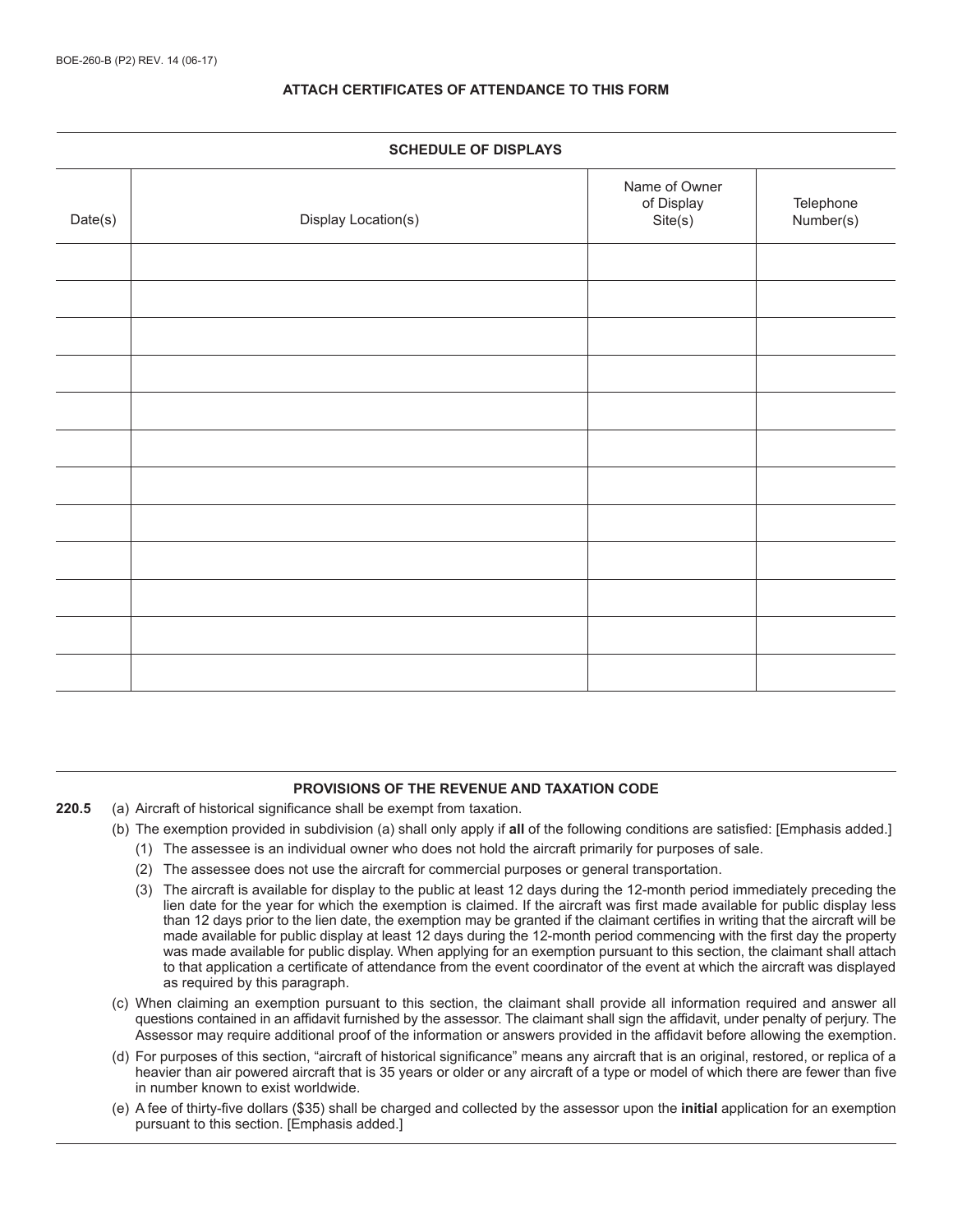**ATTACH CERTIFICATES OF ATTENDANCE TO THIS FORM**

## SCHEDULE OF DISPLAYS

| Date(s) | Display Location(s) | Name of Owner of Display Site(s) | Telephone Number(s) |
|---|---|---|---|
| | | | |
| | | | |
| | | | |
| | | | |
| | | | |
| | | | |
| | | | |
| | | | |
| | | | |
| | | | |
| | | | |
| | | | |

## PROVISIONS OF THE REVENUE AND TAXATION CODE

**220.5** (a) Aircraft of historical significance shall be exempt from taxation.

(b) The exemption provided in subdivision (a) shall only apply if **all** of the following conditions are satisfied: [Emphasis added.]

(1) The assessee is an individual owner who does not hold the aircraft primarily for purposes of sale.

(2) The assessee does not use the aircraft for commercial purposes or general transportation.

(3) The aircraft is available for display to the public at least 12 days during the 12-month period immediately preceding the lien date for the year for which the exemption is claimed. If the aircraft was first made available for public display less than 12 days prior to the lien date, the exemption may be granted if the claimant certifies in writing that the aircraft will be made available for public display at least 12 days during the 12-month period commencing with the first day the property was made available for public display. When applying for an exemption pursuant to this section, the claimant shall attach to that application a certificate of attendance from the event coordinator of the event at which the aircraft was displayed as required by this paragraph.

(c) When claiming an exemption pursuant to this section, the claimant shall provide all information required and answer all questions contained in an affidavit furnished by the assessor. The claimant shall sign the affidavit, under penalty of perjury. The Assessor may require additional proof of the information or answers provided in the affidavit before allowing the exemption.

(d) For purposes of this section, "aircraft of historical significance" means any aircraft that is an original, restored, or replica of a heavier than air powered aircraft that is 35 years or older or any aircraft of a type or model of which there are fewer than five in number known to exist worldwide.

(e) A fee of thirty-five dollars ($35) shall be charged and collected by the assessor upon the **initial** application for an exemption pursuant to this section. [Emphasis added.]